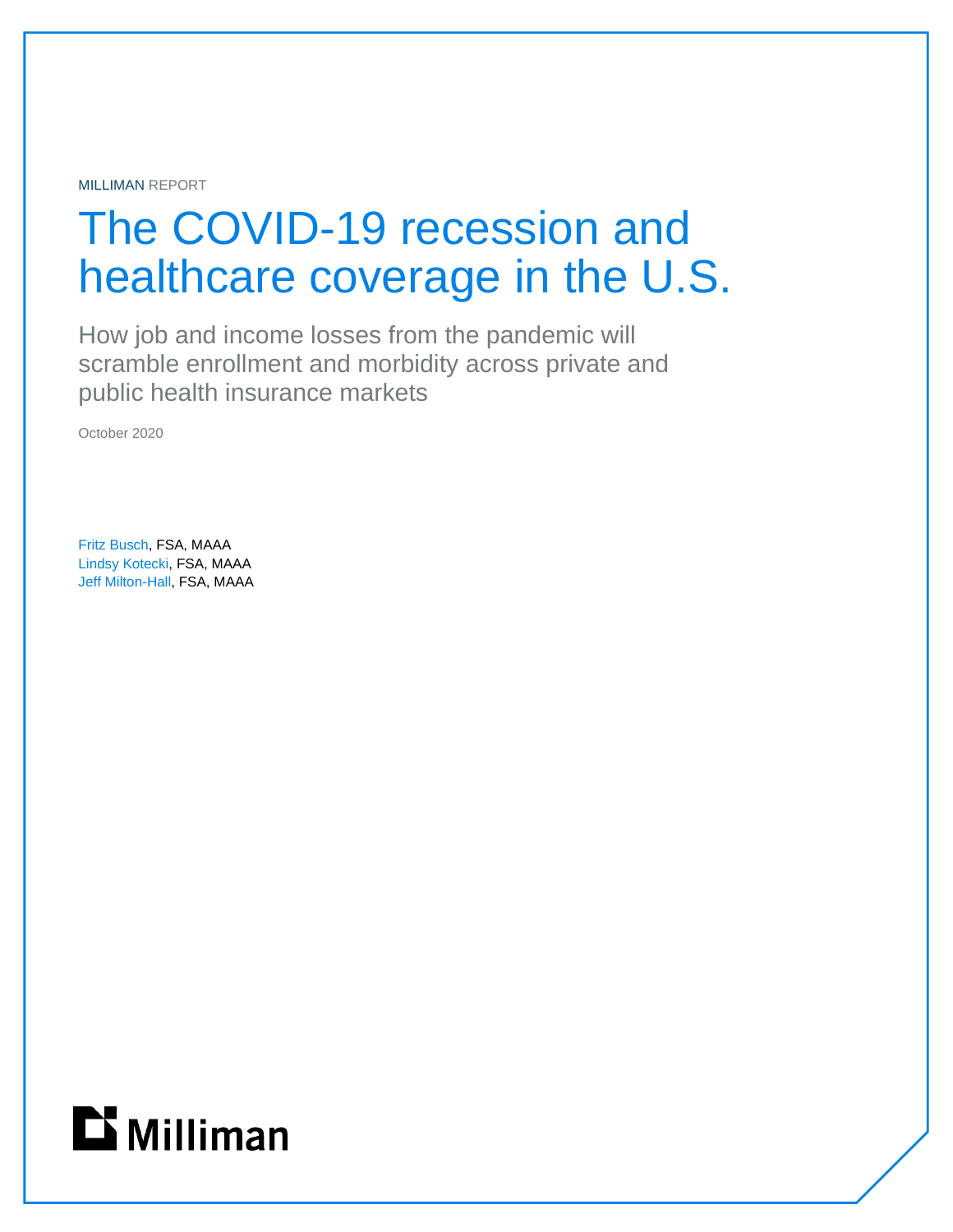MILLIMAN REPORT

# The COVID-19 recession and healthcare coverage in the U.S.

How job and income losses from the pandemic will scramble enrollment and morbidity across private and public health insurance markets

October 2020

Fritz Busch, FSA, MAAA
Lindsy Kotecki, FSA, MAAA
Jeff Milton-Hall, FSA, MAAA

Milliman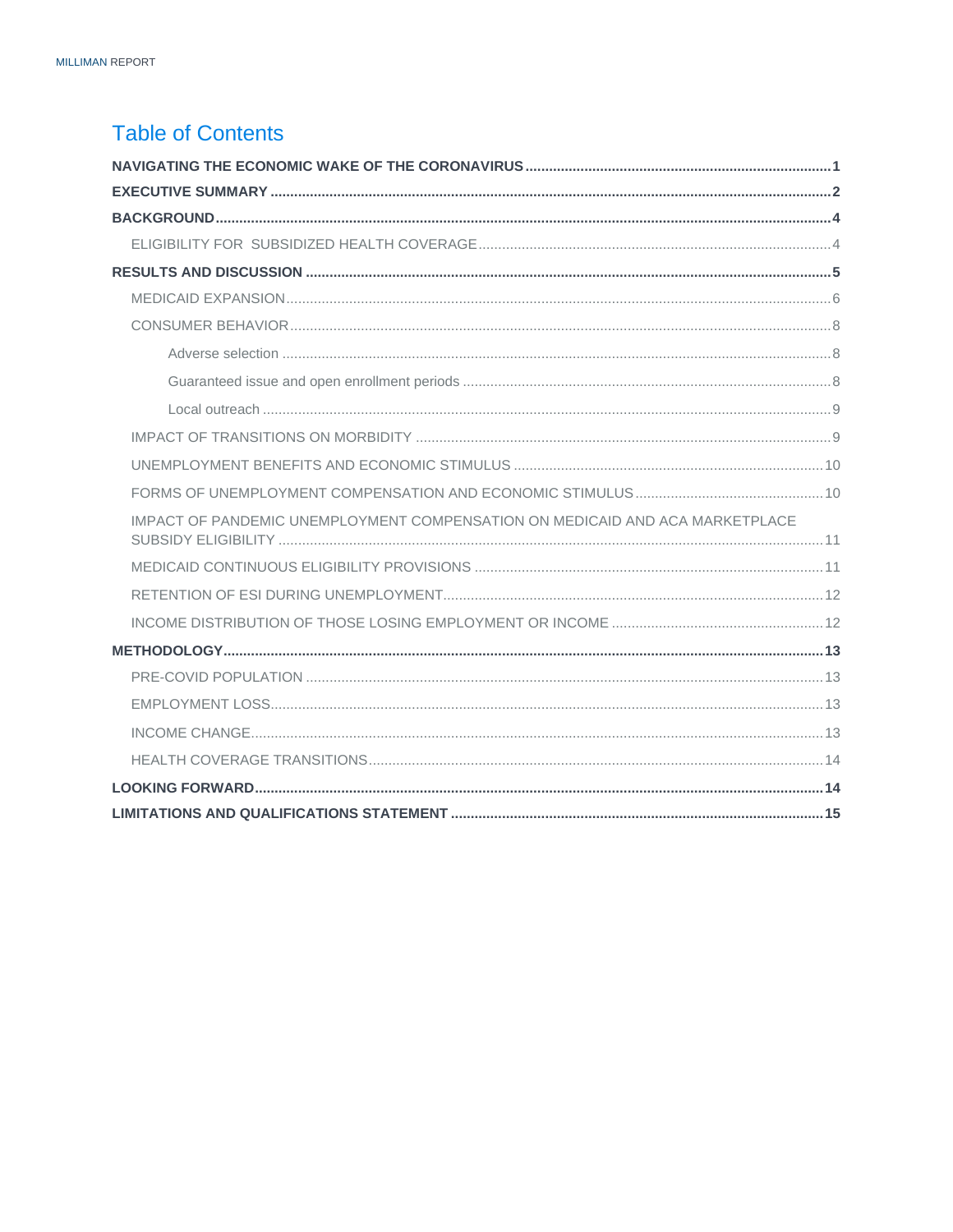# Table of Contents

**NAVIGATING THE ECONOMIC WAKE OF THE CORONAVIRUS** .......... **1**

**EXECUTIVE SUMMARY** .......... **2**

**BACKGROUND** .......... **4**

- ELIGIBILITY FOR SUBSIDIZED HEALTH COVERAGE .......... 4

**RESULTS AND DISCUSSION** .......... **5**

- MEDICAID EXPANSION .......... 6
- CONSUMER BEHAVIOR .......... 8
  - Adverse selection .......... 8
  - Guaranteed issue and open enrollment periods .......... 8
  - Local outreach .......... 9
- IMPACT OF TRANSITIONS ON MORBIDITY .......... 9
- UNEMPLOYMENT BENEFITS AND ECONOMIC STIMULUS .......... 10
- FORMS OF UNEMPLOYMENT COMPENSATION AND ECONOMIC STIMULUS .......... 10
- IMPACT OF PANDEMIC UNEMPLOYMENT COMPENSATION ON MEDICAID AND ACA MARKETPLACE SUBSIDY ELIGIBILITY .......... 11
- MEDICAID CONTINUOUS ELIGIBILITY PROVISIONS .......... 11
- RETENTION OF ESI DURING UNEMPLOYMENT .......... 12
- INCOME DISTRIBUTION OF THOSE LOSING EMPLOYMENT OR INCOME .......... 12

**METHODOLOGY** .......... **13**

- PRE-COVID POPULATION .......... 13
- EMPLOYMENT LOSS .......... 13
- INCOME CHANGE .......... 13
- HEALTH COVERAGE TRANSITIONS .......... 14

**LOOKING FORWARD** .......... **14**

**LIMITATIONS AND QUALIFICATIONS STATEMENT** .......... **15**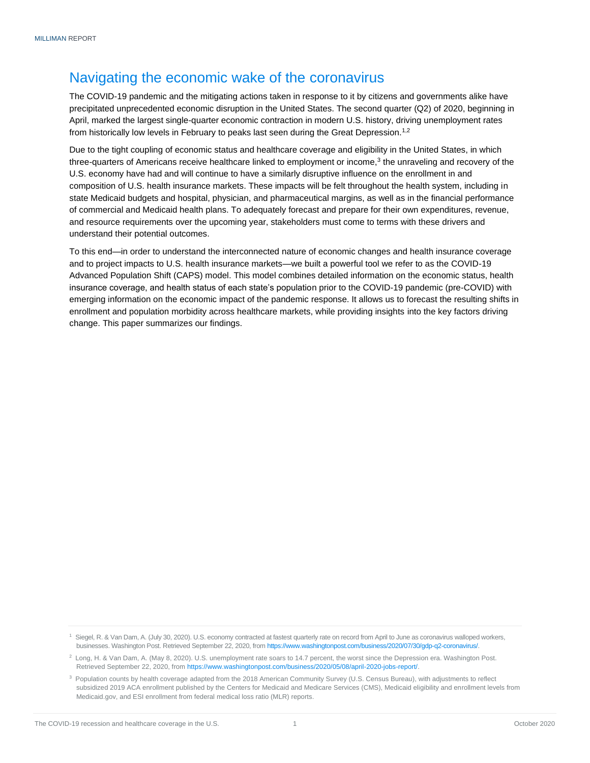# Navigating the economic wake of the coronavirus

The COVID-19 pandemic and the mitigating actions taken in response to it by citizens and governments alike have precipitated unprecedented economic disruption in the United States. The second quarter (Q2) of 2020, beginning in April, marked the largest single-quarter economic contraction in modern U.S. history, driving unemployment rates from historically low levels in February to peaks last seen during the Great Depression.[1,2]

Due to the tight coupling of economic status and healthcare coverage and eligibility in the United States, in which three-quarters of Americans receive healthcare linked to employment or income,[3] the unraveling and recovery of the U.S. economy have had and will continue to have a similarly disruptive influence on the enrollment in and composition of U.S. health insurance markets. These impacts will be felt throughout the health system, including in state Medicaid budgets and hospital, physician, and pharmaceutical margins, as well as in the financial performance of commercial and Medicaid health plans. To adequately forecast and prepare for their own expenditures, revenue, and resource requirements over the upcoming year, stakeholders must come to terms with these drivers and understand their potential outcomes.

To this end—in order to understand the interconnected nature of economic changes and health insurance coverage and to project impacts to U.S. health insurance markets—we built a powerful tool we refer to as the COVID-19 Advanced Population Shift (CAPS) model. This model combines detailed information on the economic status, health insurance coverage, and health status of each state's population prior to the COVID-19 pandemic (pre-COVID) with emerging information on the economic impact of the pandemic response. It allows us to forecast the resulting shifts in enrollment and population morbidity across healthcare markets, while providing insights into the key factors driving change. This paper summarizes our findings.

---

[1] Siegel, R. & Van Dam, A. (July 30, 2020). U.S. economy contracted at fastest quarterly rate on record from April to June as coronavirus walloped workers, businesses. Washington Post. Retrieved September 22, 2020, from https://www.washingtonpost.com/business/2020/07/30/gdp-q2-coronavirus/.

[2] Long, H. & Van Dam, A. (May 8, 2020). U.S. unemployment rate soars to 14.7 percent, the worst since the Depression era. Washington Post. Retrieved September 22, 2020, from https://www.washingtonpost.com/business/2020/05/08/april-2020-jobs-report/.

[3] Population counts by health coverage adapted from the 2018 American Community Survey (U.S. Census Bureau), with adjustments to reflect subsidized 2019 ACA enrollment published by the Centers for Medicaid and Medicare Services (CMS), Medicaid eligibility and enrollment levels from Medicaid.gov, and ESI enrollment from federal medical loss ratio (MLR) reports.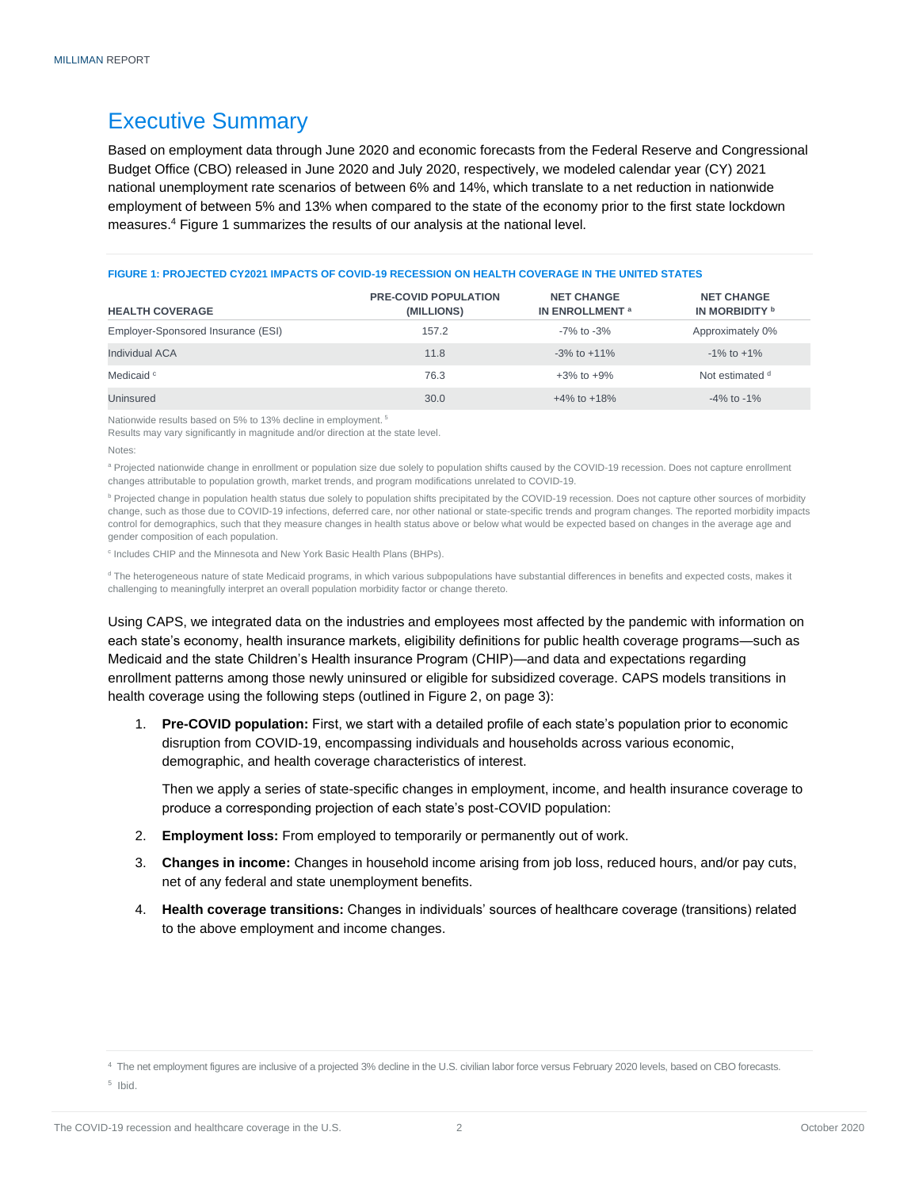# Executive Summary

Based on employment data through June 2020 and economic forecasts from the Federal Reserve and Congressional Budget Office (CBO) released in June 2020 and July 2020, respectively, we modeled calendar year (CY) 2021 national unemployment rate scenarios of between 6% and 14%, which translate to a net reduction in nationwide employment of between 5% and 13% when compared to the state of the economy prior to the first state lockdown measures.[4] Figure 1 summarizes the results of our analysis at the national level.

**FIGURE 1: PROJECTED CY2021 IMPACTS OF COVID-19 RECESSION ON HEALTH COVERAGE IN THE UNITED STATES**

| HEALTH COVERAGE | PRE-COVID POPULATION (MILLIONS) | NET CHANGE IN ENROLLMENT [a] | NET CHANGE IN MORBIDITY [b] |
|---|---|---|---|
| Employer-Sponsored Insurance (ESI) | 157.2 | -7% to -3% | Approximately 0% |
| Individual ACA | 11.8 | -3% to +11% | -1% to +1% |
| Medicaid [c] | 76.3 | +3% to +9% | Not estimated [d] |
| Uninsured | 30.0 | +4% to +18% | -4% to -1% |

Nationwide results based on 5% to 13% decline in employment.[5]
Results may vary significantly in magnitude and/or direction at the state level.

Notes:

[a] Projected nationwide change in enrollment or population size due solely to population shifts caused by the COVID-19 recession. Does not capture enrollment changes attributable to population growth, market trends, and program modifications unrelated to COVID-19.

[b] Projected change in population health status due solely to population shifts precipitated by the COVID-19 recession. Does not capture other sources of morbidity change, such as those due to COVID-19 infections, deferred care, nor other national or state-specific trends and program changes. The reported morbidity impacts control for demographics, such that they measure changes in health status above or below what would be expected based on changes in the average age and gender composition of each population.

[c] Includes CHIP and the Minnesota and New York Basic Health Plans (BHPs).

[d] The heterogeneous nature of state Medicaid programs, in which various subpopulations have substantial differences in benefits and expected costs, makes it challenging to meaningfully interpret an overall population morbidity factor or change thereto.

Using CAPS, we integrated data on the industries and employees most affected by the pandemic with information on each state's economy, health insurance markets, eligibility definitions for public health coverage programs—such as Medicaid and the state Children's Health insurance Program (CHIP)—and data and expectations regarding enrollment patterns among those newly uninsured or eligible for subsidized coverage. CAPS models transitions in health coverage using the following steps (outlined in Figure 2, on page 3):

1. **Pre-COVID population:** First, we start with a detailed profile of each state's population prior to economic disruption from COVID-19, encompassing individuals and households across various economic, demographic, and health coverage characteristics of interest.

   Then we apply a series of state-specific changes in employment, income, and health insurance coverage to produce a corresponding projection of each state's post-COVID population:

2. **Employment loss:** From employed to temporarily or permanently out of work.
3. **Changes in income:** Changes in household income arising from job loss, reduced hours, and/or pay cuts, net of any federal and state unemployment benefits.
4. **Health coverage transitions:** Changes in individuals' sources of healthcare coverage (transitions) related to the above employment and income changes.

[4] The net employment figures are inclusive of a projected 3% decline in the U.S. civilian labor force versus February 2020 levels, based on CBO forecasts.

[5] Ibid.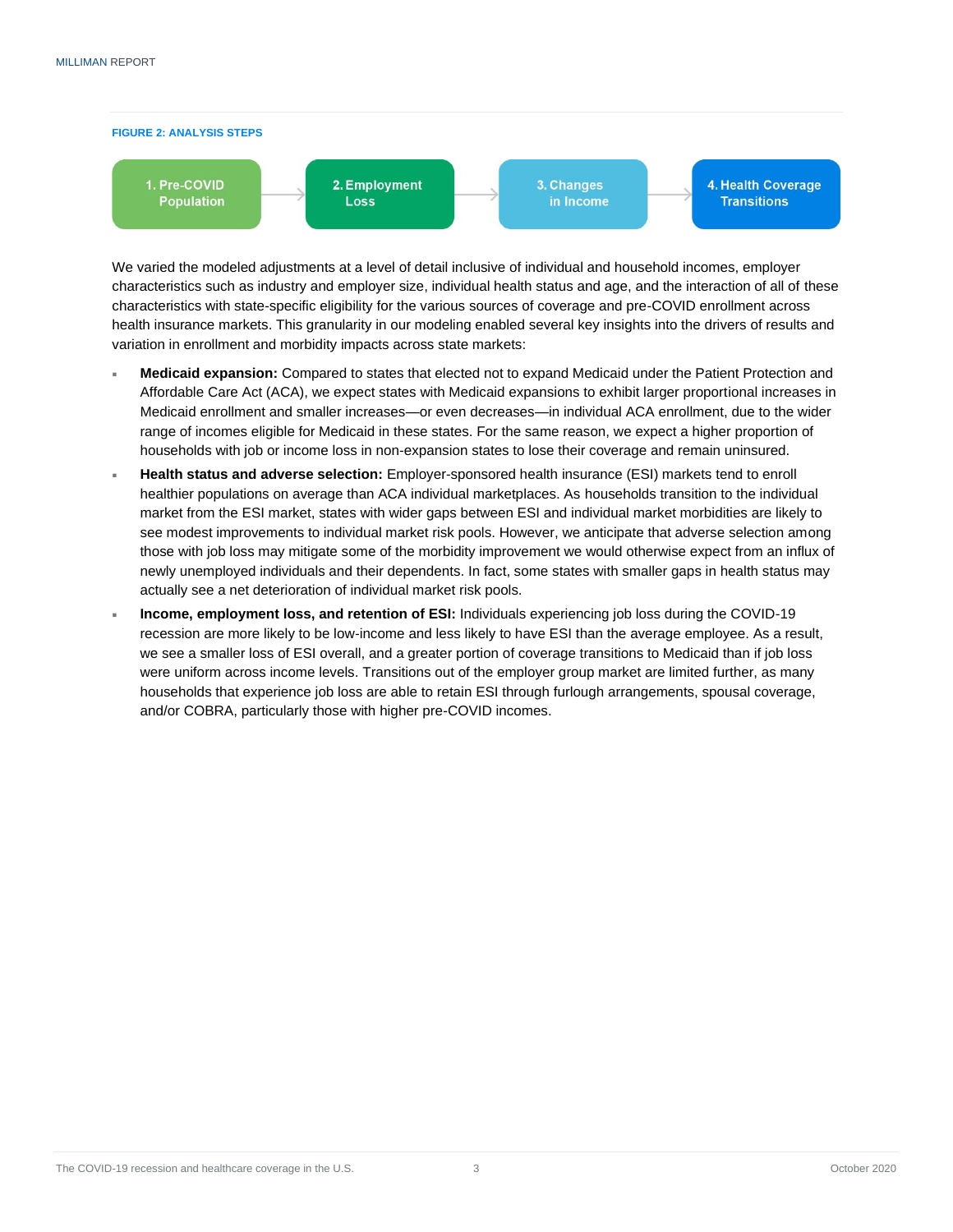**FIGURE 2: ANALYSIS STEPS**

1. Pre-COVID Population → 2. Employment Loss → 3. Changes in Income → 4. Health Coverage Transitions

We varied the modeled adjustments at a level of detail inclusive of individual and household incomes, employer characteristics such as industry and employer size, individual health status and age, and the interaction of all of these characteristics with state-specific eligibility for the various sources of coverage and pre-COVID enrollment across health insurance markets. This granularity in our modeling enabled several key insights into the drivers of results and variation in enrollment and morbidity impacts across state markets:

- **Medicaid expansion:** Compared to states that elected not to expand Medicaid under the Patient Protection and Affordable Care Act (ACA), we expect states with Medicaid expansions to exhibit larger proportional increases in Medicaid enrollment and smaller increases—or even decreases—in individual ACA enrollment, due to the wider range of incomes eligible for Medicaid in these states. For the same reason, we expect a higher proportion of households with job or income loss in non-expansion states to lose their coverage and remain uninsured.
- **Health status and adverse selection:** Employer-sponsored health insurance (ESI) markets tend to enroll healthier populations on average than ACA individual marketplaces. As households transition to the individual market from the ESI market, states with wider gaps between ESI and individual market morbidities are likely to see modest improvements to individual market risk pools. However, we anticipate that adverse selection among those with job loss may mitigate some of the morbidity improvement we would otherwise expect from an influx of newly unemployed individuals and their dependents. In fact, some states with smaller gaps in health status may actually see a net deterioration of individual market risk pools.
- **Income, employment loss, and retention of ESI:** Individuals experiencing job loss during the COVID-19 recession are more likely to be low-income and less likely to have ESI than the average employee. As a result, we see a smaller loss of ESI overall, and a greater portion of coverage transitions to Medicaid than if job loss were uniform across income levels. Transitions out of the employer group market are limited further, as many households that experience job loss are able to retain ESI through furlough arrangements, spousal coverage, and/or COBRA, particularly those with higher pre-COVID incomes.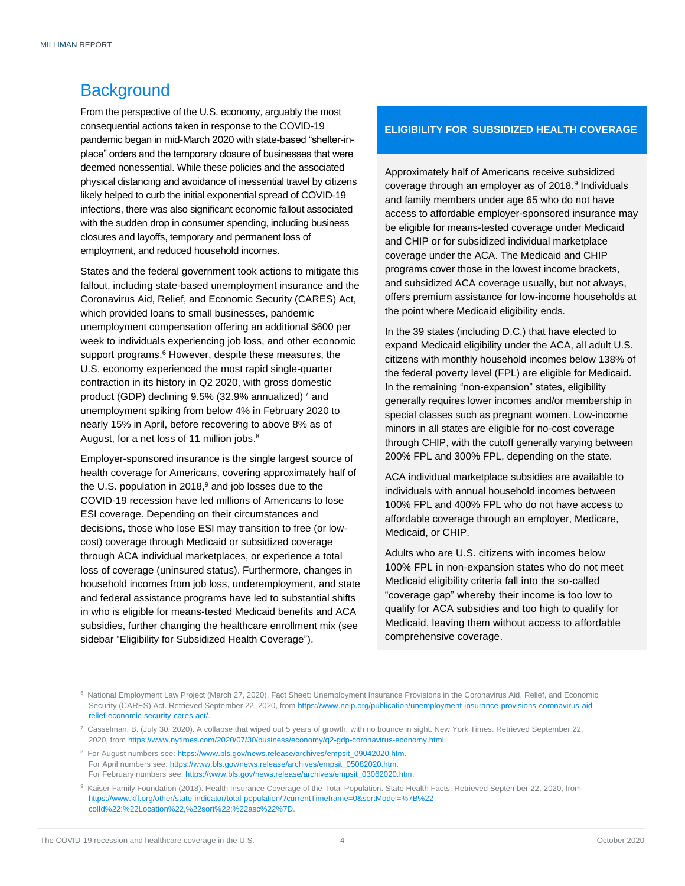## Background

From the perspective of the U.S. economy, arguably the most consequential actions taken in response to the COVID-19 pandemic began in mid-March 2020 with state-based "shelter-in-place" orders and the temporary closure of businesses that were deemed nonessential. While these policies and the associated physical distancing and avoidance of inessential travel by citizens likely helped to curb the initial exponential spread of COVID-19 infections, there was also significant economic fallout associated with the sudden drop in consumer spending, including business closures and layoffs, temporary and permanent loss of employment, and reduced household incomes.

States and the federal government took actions to mitigate this fallout, including state-based unemployment insurance and the Coronavirus Aid, Relief, and Economic Security (CARES) Act, which provided loans to small businesses, pandemic unemployment compensation offering an additional $600 per week to individuals experiencing job loss, and other economic support programs.[6] However, despite these measures, the U.S. economy experienced the most rapid single-quarter contraction in its history in Q2 2020, with gross domestic product (GDP) declining 9.5% (32.9% annualized)[7] and unemployment spiking from below 4% in February 2020 to nearly 15% in April, before recovering to above 8% as of August, for a net loss of 11 million jobs.[8]

Employer-sponsored insurance is the single largest source of health coverage for Americans, covering approximately half of the U.S. population in 2018,[9] and job losses due to the COVID-19 recession have led millions of Americans to lose ESI coverage. Depending on their circumstances and decisions, those who lose ESI may transition to free (or low-cost) coverage through Medicaid or subsidized coverage through ACA individual marketplaces, or experience a total loss of coverage (uninsured status). Furthermore, changes in household incomes from job loss, underemployment, and state and federal assistance programs have led to substantial shifts in who is eligible for means-tested Medicaid benefits and ACA subsidies, further changing the healthcare enrollment mix (see sidebar "Eligibility for Subsidized Health Coverage").

### ELIGIBILITY FOR SUBSIDIZED HEALTH COVERAGE

Approximately half of Americans receive subsidized coverage through an employer as of 2018.[9] Individuals and family members under age 65 who do not have access to affordable employer-sponsored insurance may be eligible for means-tested coverage under Medicaid and CHIP or for subsidized individual marketplace coverage under the ACA. The Medicaid and CHIP programs cover those in the lowest income brackets, and subsidized ACA coverage usually, but not always, offers premium assistance for low-income households at the point where Medicaid eligibility ends.

In the 39 states (including D.C.) that have elected to expand Medicaid eligibility under the ACA, all adult U.S. citizens with monthly household incomes below 138% of the federal poverty level (FPL) are eligible for Medicaid. In the remaining "non-expansion" states, eligibility generally requires lower incomes and/or membership in special classes such as pregnant women. Low-income minors in all states are eligible for no-cost coverage through CHIP, with the cutoff generally varying between 200% FPL and 300% FPL, depending on the state.

ACA individual marketplace subsidies are available to individuals with annual household incomes between 100% FPL and 400% FPL who do not have access to affordable coverage through an employer, Medicare, Medicaid, or CHIP.

Adults who are U.S. citizens with incomes below 100% FPL in non-expansion states who do not meet Medicaid eligibility criteria fall into the so-called "coverage gap" whereby their income is too low to qualify for ACA subsidies and too high to qualify for Medicaid, leaving them without access to affordable comprehensive coverage.

---

[6] National Employment Law Project (March 27, 2020). Fact Sheet: Unemployment Insurance Provisions in the Coronavirus Aid, Relief, and Economic Security (CARES) Act. Retrieved September 22, 2020, from https://www.nelp.org/publication/unemployment-insurance-provisions-coronavirus-aid-relief-economic-security-cares-act/.

[7] Casselman, B. (July 30, 2020). A collapse that wiped out 5 years of growth, with no bounce in sight. New York Times. Retrieved September 22, 2020, from https://www.nytimes.com/2020/07/30/business/economy/q2-gdp-coronavirus-economy.html.

[8] For August numbers see: https://www.bls.gov/news.release/archives/empsit_09042020.htm.
For April numbers see: https://www.bls.gov/news.release/archives/empsit_05082020.htm.
For February numbers see: https://www.bls.gov/news.release/archives/empsit_03062020.htm.

[9] Kaiser Family Foundation (2018). Health Insurance Coverage of the Total Population. State Health Facts. Retrieved September 22, 2020, from https://www.kff.org/other/state-indicator/total-population/?currentTimeframe=0&sortModel=%7B%22colId%22:%22Location%22,%22sort%22:%22asc%22%7D.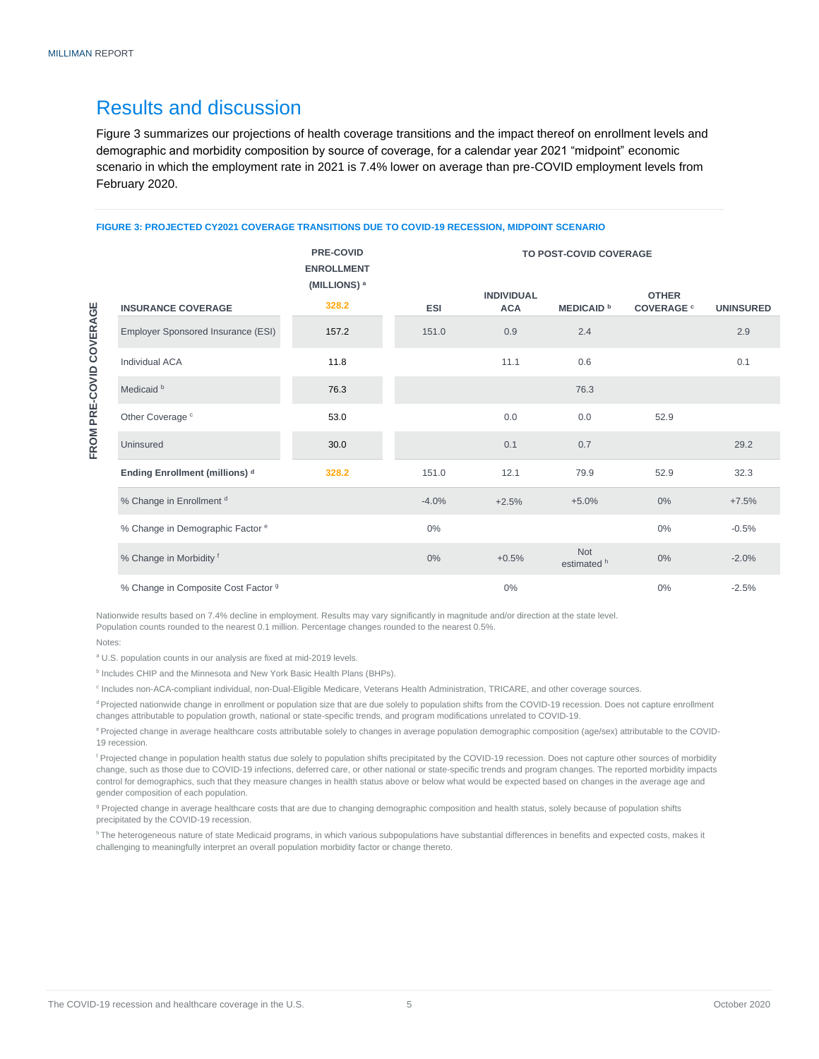## Results and discussion

Figure 3 summarizes our projections of health coverage transitions and the impact thereof on enrollment levels and demographic and morbidity composition by source of coverage, for a calendar year 2021 "midpoint" economic scenario in which the employment rate in 2021 is 7.4% lower on average than pre-COVID employment levels from February 2020.

**FIGURE 3: PROJECTED CY2021 COVERAGE TRANSITIONS DUE TO COVID-19 RECESSION, MIDPOINT SCENARIO**

| FROM PRE-COVID COVERAGE | PRE-COVID ENROLLMENT (MILLIONS) [a] | TO POST-COVID COVERAGE | | | | |
|---|---|---|---|---|---|---|
| INSURANCE COVERAGE | 328.2 | ESI | INDIVIDUAL ACA | MEDICAID [b] | OTHER COVERAGE [c] | UNINSURED |
| Employer Sponsored Insurance (ESI) | 157.2 | 151.0 | 0.9 | 2.4 | | 2.9 |
| Individual ACA | 11.8 | | 11.1 | 0.6 | | 0.1 |
| Medicaid [b] | 76.3 | | | 76.3 | | |
| Other Coverage [c] | 53.0 | | 0.0 | 0.0 | 52.9 | |
| Uninsured | 30.0 | | 0.1 | 0.7 | | 29.2 |
| **Ending Enrollment (millions) [d]** | 328.2 | 151.0 | 12.1 | 79.9 | 52.9 | 32.3 |
| % Change in Enrollment [d] | | -4.0% | +2.5% | +5.0% | 0% | +7.5% |
| % Change in Demographic Factor [e] | | 0% | | | 0% | -0.5% |
| % Change in Morbidity [f] | | 0% | +0.5% | Not estimated [h] | 0% | -2.0% |
| % Change in Composite Cost Factor [g] | | | 0% | | 0% | -2.5% |

Nationwide results based on 7.4% decline in employment. Results may vary significantly in magnitude and/or direction at the state level. Population counts rounded to the nearest 0.1 million. Percentage changes rounded to the nearest 0.5%.

Notes:

[a] U.S. population counts in our analysis are fixed at mid-2019 levels.

[b] Includes CHIP and the Minnesota and New York Basic Health Plans (BHPs).

[c] Includes non-ACA-compliant individual, non-Dual-Eligible Medicare, Veterans Health Administration, TRICARE, and other coverage sources.

[d] Projected nationwide change in enrollment or population size that are due solely to population shifts from the COVID-19 recession. Does not capture enrollment changes attributable to population growth, national or state-specific trends, and program modifications unrelated to COVID-19.

[e] Projected change in average healthcare costs attributable solely to changes in average population demographic composition (age/sex) attributable to the COVID-19 recession.

[f] Projected change in population health status due solely to population shifts precipitated by the COVID-19 recession. Does not capture other sources of morbidity change, such as those due to COVID-19 infections, deferred care, or other national or state-specific trends and program changes. The reported morbidity impacts control for demographics, such that they measure changes in health status above or below what would be expected based on changes in the average age and gender composition of each population.

[g] Projected change in average healthcare costs that are due to changing demographic composition and health status, solely because of population shifts precipitated by the COVID-19 recession.

[h] The heterogeneous nature of state Medicaid programs, in which various subpopulations have substantial differences in benefits and expected costs, makes it challenging to meaningfully interpret an overall population morbidity factor or change thereto.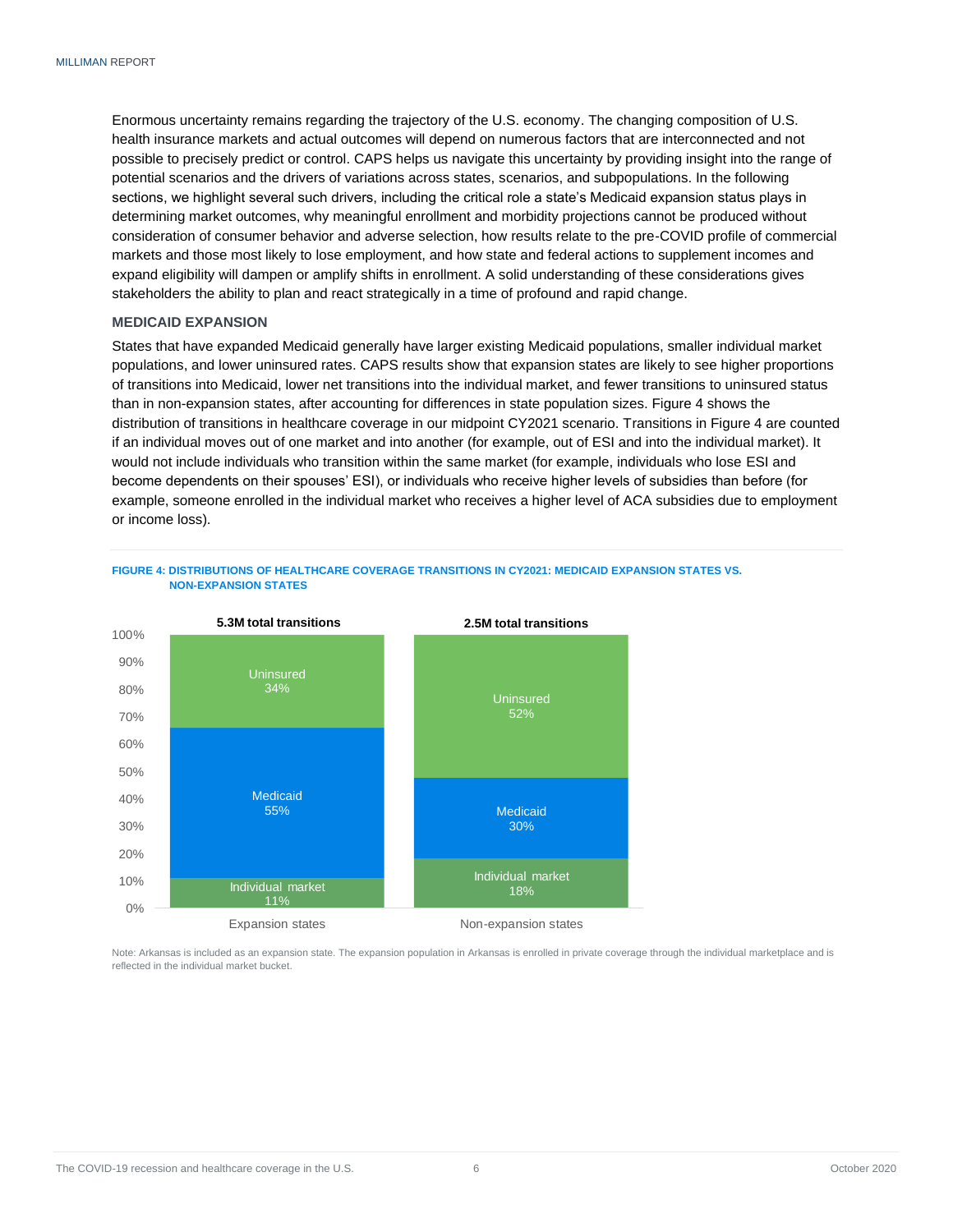Enormous uncertainty remains regarding the trajectory of the U.S. economy. The changing composition of U.S. health insurance markets and actual outcomes will depend on numerous factors that are interconnected and not possible to precisely predict or control. CAPS helps us navigate this uncertainty by providing insight into the range of potential scenarios and the drivers of variations across states, scenarios, and subpopulations. In the following sections, we highlight several such drivers, including the critical role a state's Medicaid expansion status plays in determining market outcomes, why meaningful enrollment and morbidity projections cannot be produced without consideration of consumer behavior and adverse selection, how results relate to the pre-COVID profile of commercial markets and those most likely to lose employment, and how state and federal actions to supplement incomes and expand eligibility will dampen or amplify shifts in enrollment. A solid understanding of these considerations gives stakeholders the ability to plan and react strategically in a time of profound and rapid change.

### MEDICAID EXPANSION

States that have expanded Medicaid generally have larger existing Medicaid populations, smaller individual market populations, and lower uninsured rates. CAPS results show that expansion states are likely to see higher proportions of transitions into Medicaid, lower net transitions into the individual market, and fewer transitions to uninsured status than in non-expansion states, after accounting for differences in state population sizes. Figure 4 shows the distribution of transitions in healthcare coverage in our midpoint CY2021 scenario. Transitions in Figure 4 are counted if an individual moves out of one market and into another (for example, out of ESI and into the individual market). It would not include individuals who transition within the same market (for example, individuals who lose ESI and become dependents on their spouses' ESI), or individuals who receive higher levels of subsidies than before (for example, someone enrolled in the individual market who receives a higher level of ACA subsidies due to employment or income loss).

**FIGURE 4: DISTRIBUTIONS OF HEALTHCARE COVERAGE TRANSITIONS IN CY2021: MEDICAID EXPANSION STATES VS. NON-EXPANSION STATES**

| | Expansion states (5.3M total transitions) | Non-expansion states (2.5M total transitions) |
|---|---|---|
| Uninsured | 34% | 52% |
| Medicaid | 55% | 30% |
| Individual market | 11% | 18% |

Note: Arkansas is included as an expansion state. The expansion population in Arkansas is enrolled in private coverage through the individual marketplace and is reflected in the individual market bucket.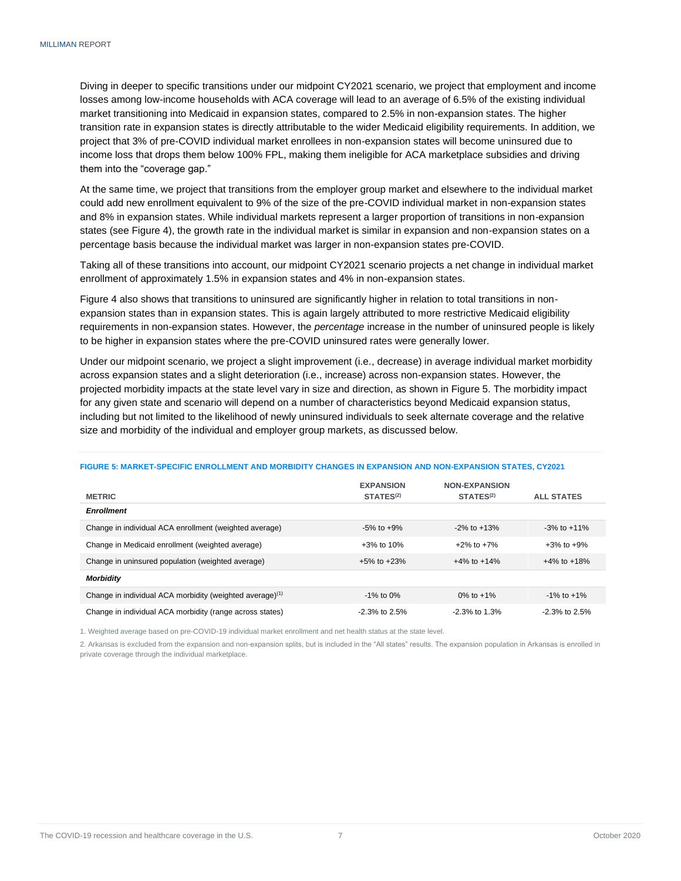Diving in deeper to specific transitions under our midpoint CY2021 scenario, we project that employment and income losses among low-income households with ACA coverage will lead to an average of 6.5% of the existing individual market transitioning into Medicaid in expansion states, compared to 2.5% in non-expansion states. The higher transition rate in expansion states is directly attributable to the wider Medicaid eligibility requirements. In addition, we project that 3% of pre-COVID individual market enrollees in non-expansion states will become uninsured due to income loss that drops them below 100% FPL, making them ineligible for ACA marketplace subsidies and driving them into the "coverage gap."

At the same time, we project that transitions from the employer group market and elsewhere to the individual market could add new enrollment equivalent to 9% of the size of the pre-COVID individual market in non-expansion states and 8% in expansion states. While individual markets represent a larger proportion of transitions in non-expansion states (see Figure 4), the growth rate in the individual market is similar in expansion and non-expansion states on a percentage basis because the individual market was larger in non-expansion states pre-COVID.

Taking all of these transitions into account, our midpoint CY2021 scenario projects a net change in individual market enrollment of approximately 1.5% in expansion states and 4% in non-expansion states.

Figure 4 also shows that transitions to uninsured are significantly higher in relation to total transitions in non-expansion states than in expansion states. This is again largely attributed to more restrictive Medicaid eligibility requirements in non-expansion states. However, the *percentage* increase in the number of uninsured people is likely to be higher in expansion states where the pre-COVID uninsured rates were generally lower.

Under our midpoint scenario, we project a slight improvement (i.e., decrease) in average individual market morbidity across expansion states and a slight deterioration (i.e., increase) across non-expansion states. However, the projected morbidity impacts at the state level vary in size and direction, as shown in Figure 5. The morbidity impact for any given state and scenario will depend on a number of characteristics beyond Medicaid expansion status, including but not limited to the likelihood of newly uninsured individuals to seek alternate coverage and the relative size and morbidity of the individual and employer group markets, as discussed below.

**FIGURE 5: MARKET-SPECIFIC ENROLLMENT AND MORBIDITY CHANGES IN EXPANSION AND NON-EXPANSION STATES, CY2021**

| METRIC | EXPANSION STATES[2] | NON-EXPANSION STATES[2] | ALL STATES |
|---|---|---|---|
| ***Enrollment*** | | | |
| Change in individual ACA enrollment (weighted average) | -5% to +9% | -2% to +13% | -3% to +11% |
| Change in Medicaid enrollment (weighted average) | +3% to 10% | +2% to +7% | +3% to +9% |
| Change in uninsured population (weighted average) | +5% to +23% | +4% to +14% | +4% to +18% |
| ***Morbidity*** | | | |
| Change in individual ACA morbidity (weighted average)[1] | -1% to 0% | 0% to +1% | -1% to +1% |
| Change in individual ACA morbidity (range across states) | -2.3% to 2.5% | -2.3% to 1.3% | -2.3% to 2.5% |

1. Weighted average based on pre-COVID-19 individual market enrollment and net health status at the state level.

2. Arkansas is excluded from the expansion and non-expansion splits, but is included in the "All states" results. The expansion population in Arkansas is enrolled in private coverage through the individual marketplace.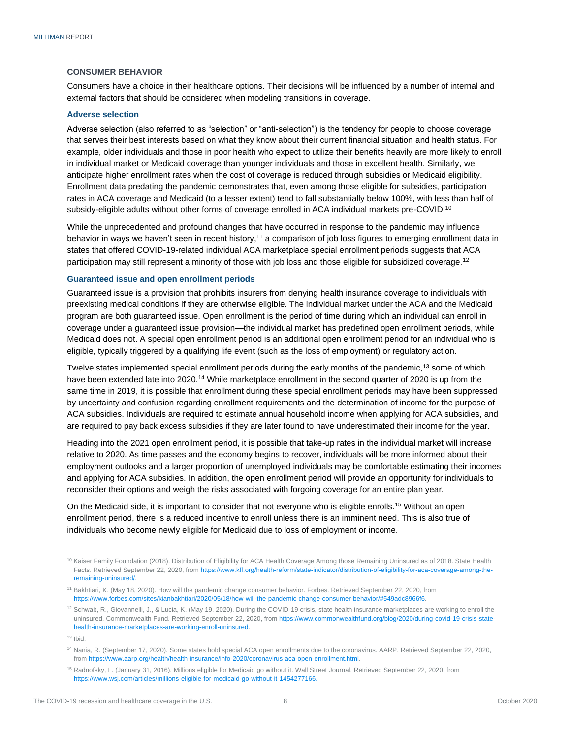### CONSUMER BEHAVIOR

Consumers have a choice in their healthcare options. Their decisions will be influenced by a number of internal and external factors that should be considered when modeling transitions in coverage.

#### Adverse selection

Adverse selection (also referred to as "selection" or "anti-selection") is the tendency for people to choose coverage that serves their best interests based on what they know about their current financial situation and health status. For example, older individuals and those in poor health who expect to utilize their benefits heavily are more likely to enroll in individual market or Medicaid coverage than younger individuals and those in excellent health. Similarly, we anticipate higher enrollment rates when the cost of coverage is reduced through subsidies or Medicaid eligibility. Enrollment data predating the pandemic demonstrates that, even among those eligible for subsidies, participation rates in ACA coverage and Medicaid (to a lesser extent) tend to fall substantially below 100%, with less than half of subsidy-eligible adults without other forms of coverage enrolled in ACA individual markets pre-COVID.[10]

While the unprecedented and profound changes that have occurred in response to the pandemic may influence behavior in ways we haven't seen in recent history,[11] a comparison of job loss figures to emerging enrollment data in states that offered COVID-19-related individual ACA marketplace special enrollment periods suggests that ACA participation may still represent a minority of those with job loss and those eligible for subsidized coverage.[12]

#### Guaranteed issue and open enrollment periods

Guaranteed issue is a provision that prohibits insurers from denying health insurance coverage to individuals with preexisting medical conditions if they are otherwise eligible. The individual market under the ACA and the Medicaid program are both guaranteed issue. Open enrollment is the period of time during which an individual can enroll in coverage under a guaranteed issue provision—the individual market has predefined open enrollment periods, while Medicaid does not. A special open enrollment period is an additional open enrollment period for an individual who is eligible, typically triggered by a qualifying life event (such as the loss of employment) or regulatory action.

Twelve states implemented special enrollment periods during the early months of the pandemic,[13] some of which have been extended late into 2020.[14] While marketplace enrollment in the second quarter of 2020 is up from the same time in 2019, it is possible that enrollment during these special enrollment periods may have been suppressed by uncertainty and confusion regarding enrollment requirements and the determination of income for the purpose of ACA subsidies. Individuals are required to estimate annual household income when applying for ACA subsidies, and are required to pay back excess subsidies if they are later found to have underestimated their income for the year.

Heading into the 2021 open enrollment period, it is possible that take-up rates in the individual market will increase relative to 2020. As time passes and the economy begins to recover, individuals will be more informed about their employment outlooks and a larger proportion of unemployed individuals may be comfortable estimating their incomes and applying for ACA subsidies. In addition, the open enrollment period will provide an opportunity for individuals to reconsider their options and weigh the risks associated with forgoing coverage for an entire plan year.

On the Medicaid side, it is important to consider that not everyone who is eligible enrolls.[15] Without an open enrollment period, there is a reduced incentive to enroll unless there is an imminent need. This is also true of individuals who become newly eligible for Medicaid due to loss of employment or income.

---

[10] Kaiser Family Foundation (2018). Distribution of Eligibility for ACA Health Coverage Among those Remaining Uninsured as of 2018. State Health Facts. Retrieved September 22, 2020, from https://www.kff.org/health-reform/state-indicator/distribution-of-eligibility-for-aca-coverage-among-the-remaining-uninsured/.

[11] Bakhtiari, K. (May 18, 2020). How will the pandemic change consumer behavior. Forbes. Retrieved September 22, 2020, from https://www.forbes.com/sites/kianbakhtiari/2020/05/18/how-will-the-pandemic-change-consumer-behavior/#549adc8966f6.

[12] Schwab, R., Giovannelli, J., & Lucia, K. (May 19, 2020). During the COVID-19 crisis, state health insurance marketplaces are working to enroll the uninsured. Commonwealth Fund. Retrieved September 22, 2020, from https://www.commonwealthfund.org/blog/2020/during-covid-19-crisis-state-health-insurance-marketplaces-are-working-enroll-uninsured.

[13] Ibid.

[14] Nania, R. (September 17, 2020). Some states hold special ACA open enrollments due to the coronavirus. AARP. Retrieved September 22, 2020, from https://www.aarp.org/health/health-insurance/info-2020/coronavirus-aca-open-enrollment.html.

[15] Radnofsky, L. (January 31, 2016). Millions eligible for Medicaid go without it. Wall Street Journal. Retrieved September 22, 2020, from https://www.wsj.com/articles/millions-eligible-for-medicaid-go-without-it-1454277166.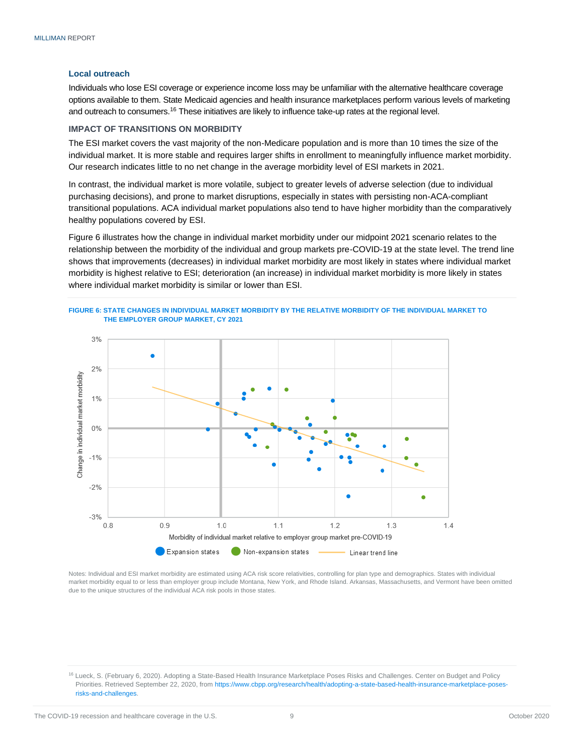### Local outreach

Individuals who lose ESI coverage or experience income loss may be unfamiliar with the alternative healthcare coverage options available to them. State Medicaid agencies and health insurance marketplaces perform various levels of marketing and outreach to consumers.[16] These initiatives are likely to influence take-up rates at the regional level.

## IMPACT OF TRANSITIONS ON MORBIDITY

The ESI market covers the vast majority of the non-Medicare population and is more than 10 times the size of the individual market. It is more stable and requires larger shifts in enrollment to meaningfully influence market morbidity. Our research indicates little to no net change in the average morbidity level of ESI markets in 2021.

In contrast, the individual market is more volatile, subject to greater levels of adverse selection (due to individual purchasing decisions), and prone to market disruptions, especially in states with persisting non-ACA-compliant transitional populations. ACA individual market populations also tend to have higher morbidity than the comparatively healthy populations covered by ESI.

Figure 6 illustrates how the change in individual market morbidity under our midpoint 2021 scenario relates to the relationship between the morbidity of the individual and group markets pre-COVID-19 at the state level. The trend line shows that improvements (decreases) in individual market morbidity are most likely in states where individual market morbidity is highest relative to ESI; deterioration (an increase) in individual market morbidity is more likely in states where individual market morbidity is similar or lower than ESI.

**FIGURE 6: STATE CHANGES IN INDIVIDUAL MARKET MORBIDITY BY THE RELATIVE MORBIDITY OF THE INDIVIDUAL MARKET TO THE EMPLOYER GROUP MARKET, CY 2021**

Notes: Individual and ESI market morbidity are estimated using ACA risk score relativities, controlling for plan type and demographics. States with individual market morbidity equal to or less than employer group include Montana, New York, and Rhode Island. Arkansas, Massachusetts, and Vermont have been omitted due to the unique structures of the individual ACA risk pools in those states.

[16] Lueck, S. (February 6, 2020). Adopting a State-Based Health Insurance Marketplace Poses Risks and Challenges. Center on Budget and Policy Priorities. Retrieved September 22, 2020, from https://www.cbpp.org/research/health/adopting-a-state-based-health-insurance-marketplace-poses-risks-and-challenges.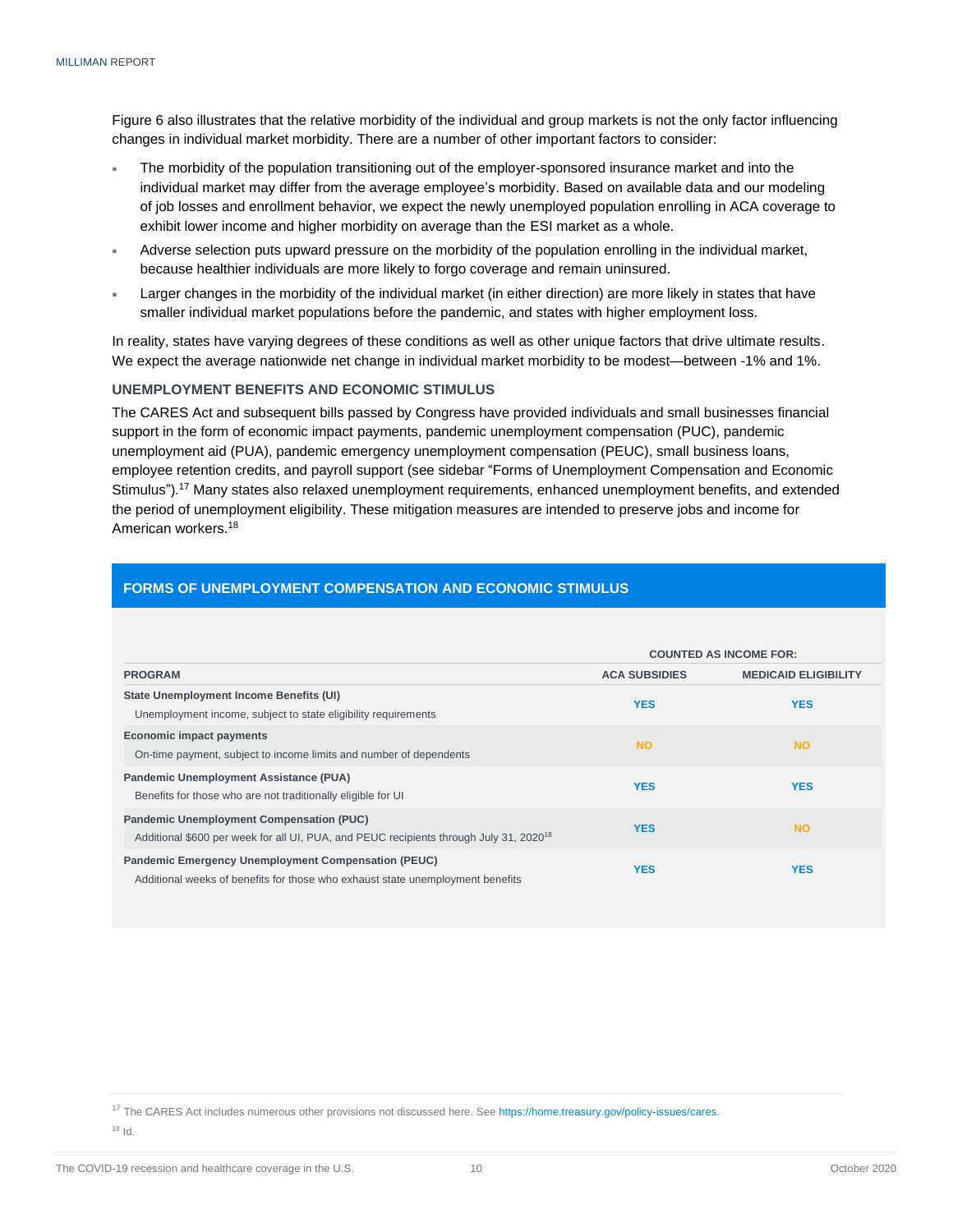Figure 6 also illustrates that the relative morbidity of the individual and group markets is not the only factor influencing changes in individual market morbidity. There are a number of other important factors to consider:

- The morbidity of the population transitioning out of the employer-sponsored insurance market and into the individual market may differ from the average employee's morbidity. Based on available data and our modeling of job losses and enrollment behavior, we expect the newly unemployed population enrolling in ACA coverage to exhibit lower income and higher morbidity on average than the ESI market as a whole.
- Adverse selection puts upward pressure on the morbidity of the population enrolling in the individual market, because healthier individuals are more likely to forgo coverage and remain uninsured.
- Larger changes in the morbidity of the individual market (in either direction) are more likely in states that have smaller individual market populations before the pandemic, and states with higher employment loss.

In reality, states have varying degrees of these conditions as well as other unique factors that drive ultimate results. We expect the average nationwide net change in individual market morbidity to be modest—between -1% and 1%.

### UNEMPLOYMENT BENEFITS AND ECONOMIC STIMULUS

The CARES Act and subsequent bills passed by Congress have provided individuals and small businesses financial support in the form of economic impact payments, pandemic unemployment compensation (PUC), pandemic unemployment aid (PUA), pandemic emergency unemployment compensation (PEUC), small business loans, employee retention credits, and payroll support (see sidebar "Forms of Unemployment Compensation and Economic Stimulus").[17] Many states also relaxed unemployment requirements, enhanced unemployment benefits, and extended the period of unemployment eligibility. These mitigation measures are intended to preserve jobs and income for American workers.[18]

#### FORMS OF UNEMPLOYMENT COMPENSATION AND ECONOMIC STIMULUS

| | COUNTED AS INCOME FOR: | |
|---|---|---|
| **PROGRAM** | **ACA SUBSIDIES** | **MEDICAID ELIGIBILITY** |
| **State Unemployment Income Benefits (UI)**<br>Unemployment income, subject to state eligibility requirements | YES | YES |
| **Economic impact payments**<br>On-time payment, subject to income limits and number of dependents | NO | NO |
| **Pandemic Unemployment Assistance (PUA)**<br>Benefits for those who are not traditionally eligible for UI | YES | YES |
| **Pandemic Unemployment Compensation (PUC)**<br>Additional $600 per week for all UI, PUA, and PEUC recipients through July 31, 2020[18] | YES | NO |
| **Pandemic Emergency Unemployment Compensation (PEUC)**<br>Additional weeks of benefits for those who exhaust state unemployment benefits | YES | YES |

[17] The CARES Act includes numerous other provisions not discussed here. See https://home.treasury.gov/policy-issues/cares.

[18] Id.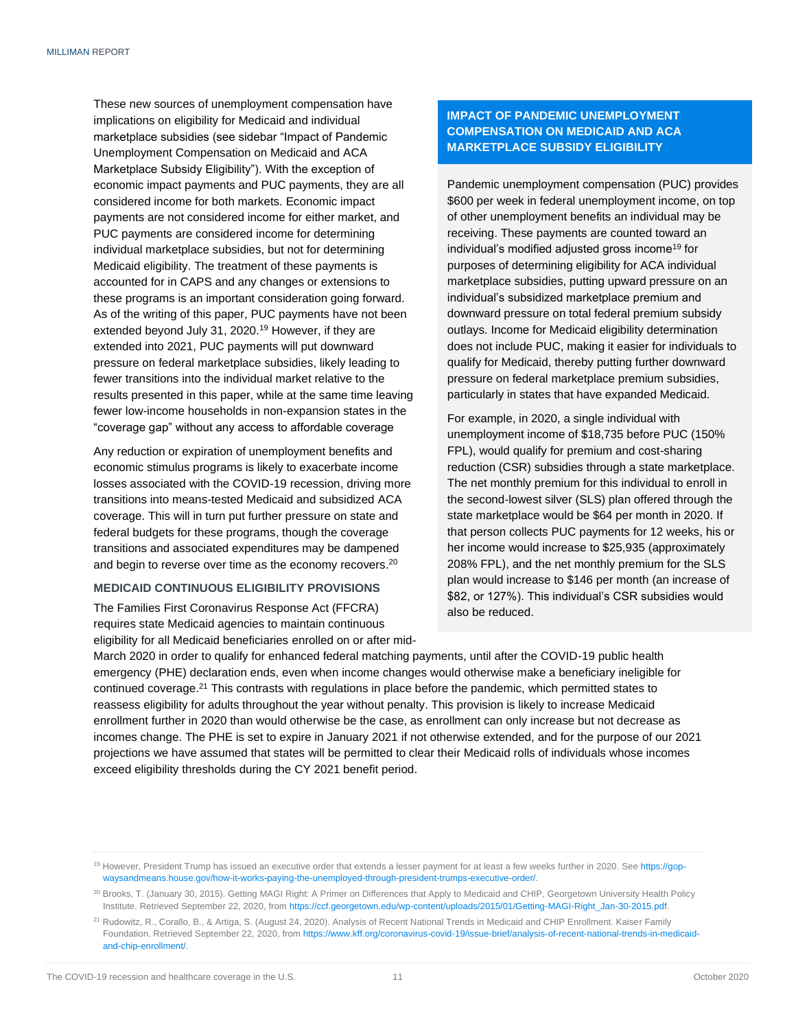These new sources of unemployment compensation have implications on eligibility for Medicaid and individual marketplace subsidies (see sidebar "Impact of Pandemic Unemployment Compensation on Medicaid and ACA Marketplace Subsidy Eligibility"). With the exception of economic impact payments and PUC payments, they are all considered income for both markets. Economic impact payments are not considered income for either market, and PUC payments are considered income for determining individual marketplace subsidies, but not for determining Medicaid eligibility. The treatment of these payments is accounted for in CAPS and any changes or extensions to these programs is an important consideration going forward. As of the writing of this paper, PUC payments have not been extended beyond July 31, 2020.[19] However, if they are extended into 2021, PUC payments will put downward pressure on federal marketplace subsidies, likely leading to fewer transitions into the individual market relative to the results presented in this paper, while at the same time leaving fewer low-income households in non-expansion states in the "coverage gap" without any access to affordable coverage

Any reduction or expiration of unemployment benefits and economic stimulus programs is likely to exacerbate income losses associated with the COVID-19 recession, driving more transitions into means-tested Medicaid and subsidized ACA coverage. This will in turn put further pressure on state and federal budgets for these programs, though the coverage transitions and associated expenditures may be dampened and begin to reverse over time as the economy recovers.[20]

## MEDICAID CONTINUOUS ELIGIBILITY PROVISIONS

The Families First Coronavirus Response Act (FFCRA) requires state Medicaid agencies to maintain continuous eligibility for all Medicaid beneficiaries enrolled on or after mid-March 2020 in order to qualify for enhanced federal matching payments, until after the COVID-19 public health emergency (PHE) declaration ends, even when income changes would otherwise make a beneficiary ineligible for continued coverage.[21] This contrasts with regulations in place before the pandemic, which permitted states to reassess eligibility for adults throughout the year without penalty. This provision is likely to increase Medicaid enrollment further in 2020 than would otherwise be the case, as enrollment can only increase but not decrease as incomes change. The PHE is set to expire in January 2021 if not otherwise extended, and for the purpose of our 2021 projections we have assumed that states will be permitted to clear their Medicaid rolls of individuals whose incomes exceed eligibility thresholds during the CY 2021 benefit period.

### IMPACT OF PANDEMIC UNEMPLOYMENT COMPENSATION ON MEDICAID AND ACA MARKETPLACE SUBSIDY ELIGIBILITY

Pandemic unemployment compensation (PUC) provides $600 per week in federal unemployment income, on top of other unemployment benefits an individual may be receiving. These payments are counted toward an individual's modified adjusted gross income[19] for purposes of determining eligibility for ACA individual marketplace subsidies, putting upward pressure on an individual's subsidized marketplace premium and downward pressure on total federal premium subsidy outlays. Income for Medicaid eligibility determination does not include PUC, making it easier for individuals to qualify for Medicaid, thereby putting further downward pressure on federal marketplace premium subsidies, particularly in states that have expanded Medicaid.

For example, in 2020, a single individual with unemployment income of $18,735 before PUC (150% FPL), would qualify for premium and cost-sharing reduction (CSR) subsidies through a state marketplace. The net monthly premium for this individual to enroll in the second-lowest silver (SLS) plan offered through the state marketplace would be $64 per month in 2020. If that person collects PUC payments for 12 weeks, his or her income would increase to $25,935 (approximately 208% FPL), and the net monthly premium for the SLS plan would increase to $146 per month (an increase of $82, or 127%). This individual's CSR subsidies would also be reduced.

---

[19] However, President Trump has issued an executive order that extends a lesser payment for at least a few weeks further in 2020. See https://gop-waysandmeans.house.gov/how-it-works-paying-the-unemployed-through-president-trumps-executive-order/.

[20] Brooks, T. (January 30, 2015). Getting MAGI Right: A Primer on Differences that Apply to Medicaid and CHIP, Georgetown University Health Policy Institute. Retrieved September 22, 2020, from https://ccf.georgetown.edu/wp-content/uploads/2015/01/Getting-MAGI-Right_Jan-30-2015.pdf.

[21] Rudowitz, R., Corallo, B., & Artiga, S. (August 24, 2020). Analysis of Recent National Trends in Medicaid and CHIP Enrollment. Kaiser Family Foundation. Retrieved September 22, 2020, from https://www.kff.org/coronavirus-covid-19/issue-brief/analysis-of-recent-national-trends-in-medicaid-and-chip-enrollment/.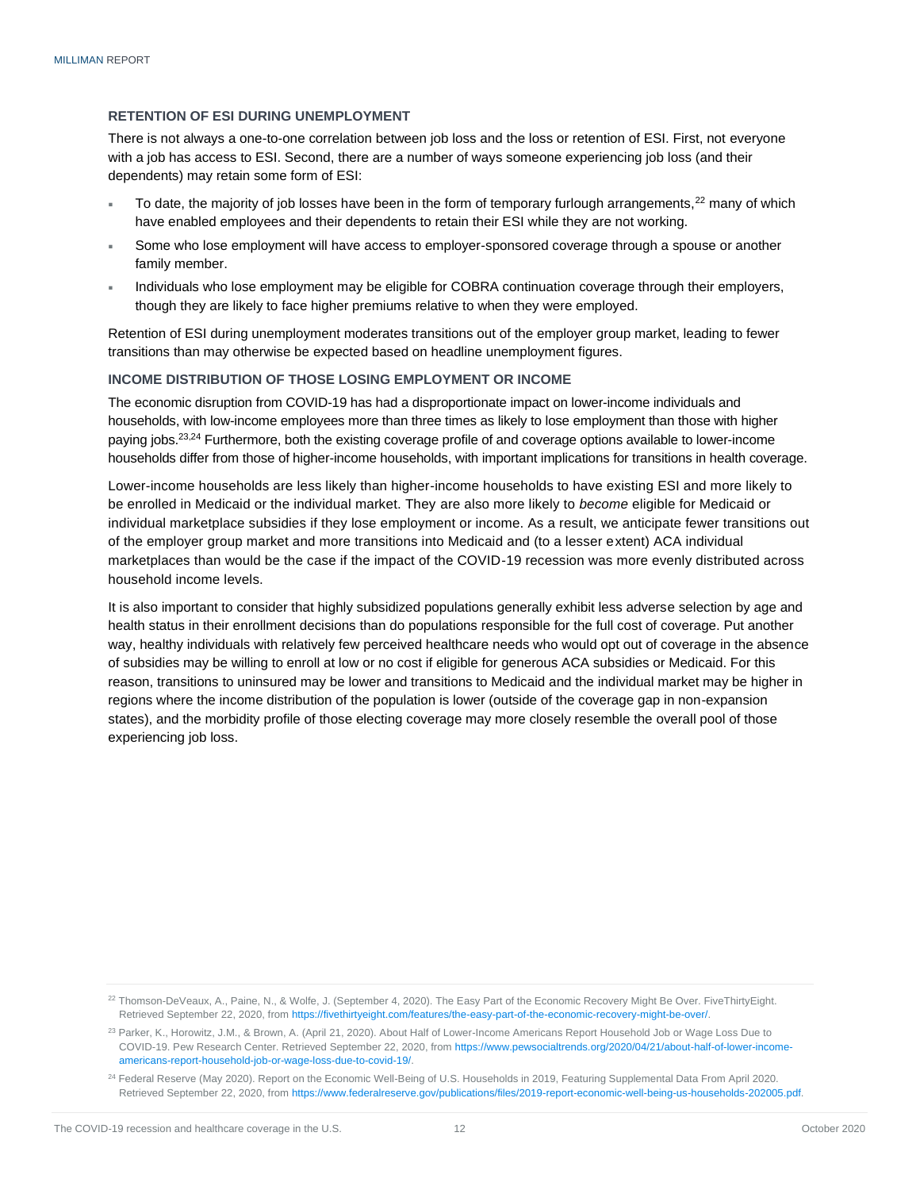### RETENTION OF ESI DURING UNEMPLOYMENT

There is not always a one-to-one correlation between job loss and the loss or retention of ESI. First, not everyone with a job has access to ESI. Second, there are a number of ways someone experiencing job loss (and their dependents) may retain some form of ESI:

- To date, the majority of job losses have been in the form of temporary furlough arrangements,[22] many of which have enabled employees and their dependents to retain their ESI while they are not working.
- Some who lose employment will have access to employer-sponsored coverage through a spouse or another family member.
- Individuals who lose employment may be eligible for COBRA continuation coverage through their employers, though they are likely to face higher premiums relative to when they were employed.

Retention of ESI during unemployment moderates transitions out of the employer group market, leading to fewer transitions than may otherwise be expected based on headline unemployment figures.

### INCOME DISTRIBUTION OF THOSE LOSING EMPLOYMENT OR INCOME

The economic disruption from COVID-19 has had a disproportionate impact on lower-income individuals and households, with low-income employees more than three times as likely to lose employment than those with higher paying jobs.[23,24] Furthermore, both the existing coverage profile of and coverage options available to lower-income households differ from those of higher-income households, with important implications for transitions in health coverage.

Lower-income households are less likely than higher-income households to have existing ESI and more likely to be enrolled in Medicaid or the individual market. They are also more likely to *become* eligible for Medicaid or individual marketplace subsidies if they lose employment or income. As a result, we anticipate fewer transitions out of the employer group market and more transitions into Medicaid and (to a lesser extent) ACA individual marketplaces than would be the case if the impact of the COVID-19 recession was more evenly distributed across household income levels.

It is also important to consider that highly subsidized populations generally exhibit less adverse selection by age and health status in their enrollment decisions than do populations responsible for the full cost of coverage. Put another way, healthy individuals with relatively few perceived healthcare needs who would opt out of coverage in the absence of subsidies may be willing to enroll at low or no cost if eligible for generous ACA subsidies or Medicaid. For this reason, transitions to uninsured may be lower and transitions to Medicaid and the individual market may be higher in regions where the income distribution of the population is lower (outside of the coverage gap in non-expansion states), and the morbidity profile of those electing coverage may more closely resemble the overall pool of those experiencing job loss.

---

[22] Thomson-DeVeaux, A., Paine, N., & Wolfe, J. (September 4, 2020). The Easy Part of the Economic Recovery Might Be Over. FiveThirtyEight. Retrieved September 22, 2020, from https://fivethirtyeight.com/features/the-easy-part-of-the-economic-recovery-might-be-over/.

[23] Parker, K., Horowitz, J.M., & Brown, A. (April 21, 2020). About Half of Lower-Income Americans Report Household Job or Wage Loss Due to COVID-19. Pew Research Center. Retrieved September 22, 2020, from https://www.pewsocialtrends.org/2020/04/21/about-half-of-lower-income-americans-report-household-job-or-wage-loss-due-to-covid-19/.

[24] Federal Reserve (May 2020). Report on the Economic Well-Being of U.S. Households in 2019, Featuring Supplemental Data From April 2020. Retrieved September 22, 2020, from https://www.federalreserve.gov/publications/files/2019-report-economic-well-being-us-households-202005.pdf.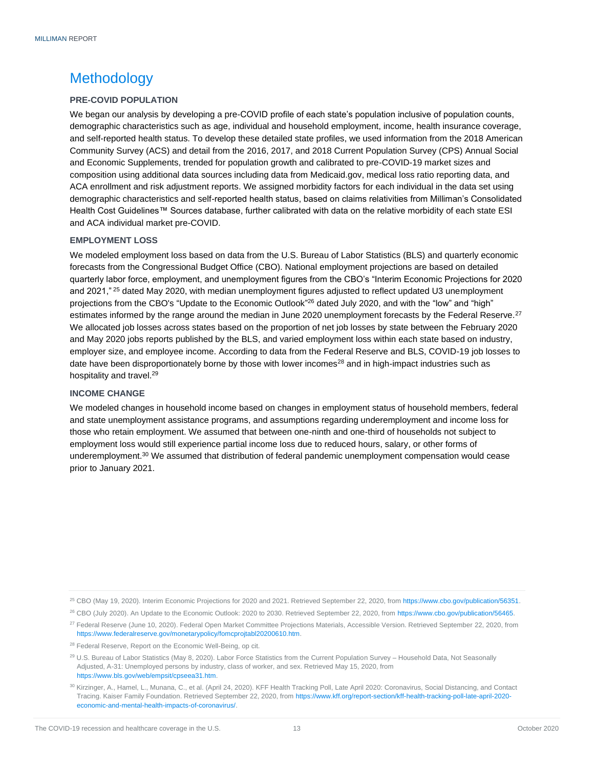## Methodology

### PRE-COVID POPULATION

We began our analysis by developing a pre-COVID profile of each state's population inclusive of population counts, demographic characteristics such as age, individual and household employment, income, health insurance coverage, and self-reported health status. To develop these detailed state profiles, we used information from the 2018 American Community Survey (ACS) and detail from the 2016, 2017, and 2018 Current Population Survey (CPS) Annual Social and Economic Supplements, trended for population growth and calibrated to pre-COVID-19 market sizes and composition using additional data sources including data from Medicaid.gov, medical loss ratio reporting data, and ACA enrollment and risk adjustment reports. We assigned morbidity factors for each individual in the data set using demographic characteristics and self-reported health status, based on claims relativities from Milliman's Consolidated Health Cost Guidelines™ Sources database, further calibrated with data on the relative morbidity of each state ESI and ACA individual market pre-COVID.

### EMPLOYMENT LOSS

We modeled employment loss based on data from the U.S. Bureau of Labor Statistics (BLS) and quarterly economic forecasts from the Congressional Budget Office (CBO). National employment projections are based on detailed quarterly labor force, employment, and unemployment figures from the CBO's "Interim Economic Projections for 2020 and 2021," [25] dated May 2020, with median unemployment figures adjusted to reflect updated U3 unemployment projections from the CBO's "Update to the Economic Outlook"[26] dated July 2020, and with the "low" and "high" estimates informed by the range around the median in June 2020 unemployment forecasts by the Federal Reserve.[27] We allocated job losses across states based on the proportion of net job losses by state between the February 2020 and May 2020 jobs reports published by the BLS, and varied employment loss within each state based on industry, employer size, and employee income. According to data from the Federal Reserve and BLS, COVID-19 job losses to date have been disproportionately borne by those with lower incomes[28] and in high-impact industries such as hospitality and travel.[29]

### INCOME CHANGE

We modeled changes in household income based on changes in employment status of household members, federal and state unemployment assistance programs, and assumptions regarding underemployment and income loss for those who retain employment. We assumed that between one-ninth and one-third of households not subject to employment loss would still experience partial income loss due to reduced hours, salary, or other forms of underemployment.[30] We assumed that distribution of federal pandemic unemployment compensation would cease prior to January 2021.

---

[25] CBO (May 19, 2020). Interim Economic Projections for 2020 and 2021. Retrieved September 22, 2020, from https://www.cbo.gov/publication/56351.

[26] CBO (July 2020). An Update to the Economic Outlook: 2020 to 2030. Retrieved September 22, 2020, from https://www.cbo.gov/publication/56465.

[27] Federal Reserve (June 10, 2020). Federal Open Market Committee Projections Materials, Accessible Version. Retrieved September 22, 2020, from https://www.federalreserve.gov/monetarypolicy/fomcprojtabl20200610.htm.

[28] Federal Reserve, Report on the Economic Well-Being, op cit.

[29] U.S. Bureau of Labor Statistics (May 8, 2020). Labor Force Statistics from the Current Population Survey – Household Data, Not Seasonally Adjusted, A-31: Unemployed persons by industry, class of worker, and sex. Retrieved May 15, 2020, from https://www.bls.gov/web/empsit/cpseea31.htm.

[30] Kirzinger, A., Hamel, L., Munana, C., et al. (April 24, 2020). KFF Health Tracking Poll, Late April 2020: Coronavirus, Social Distancing, and Contact Tracing. Kaiser Family Foundation. Retrieved September 22, 2020, from https://www.kff.org/report-section/kff-health-tracking-poll-late-april-2020-economic-and-mental-health-impacts-of-coronavirus/.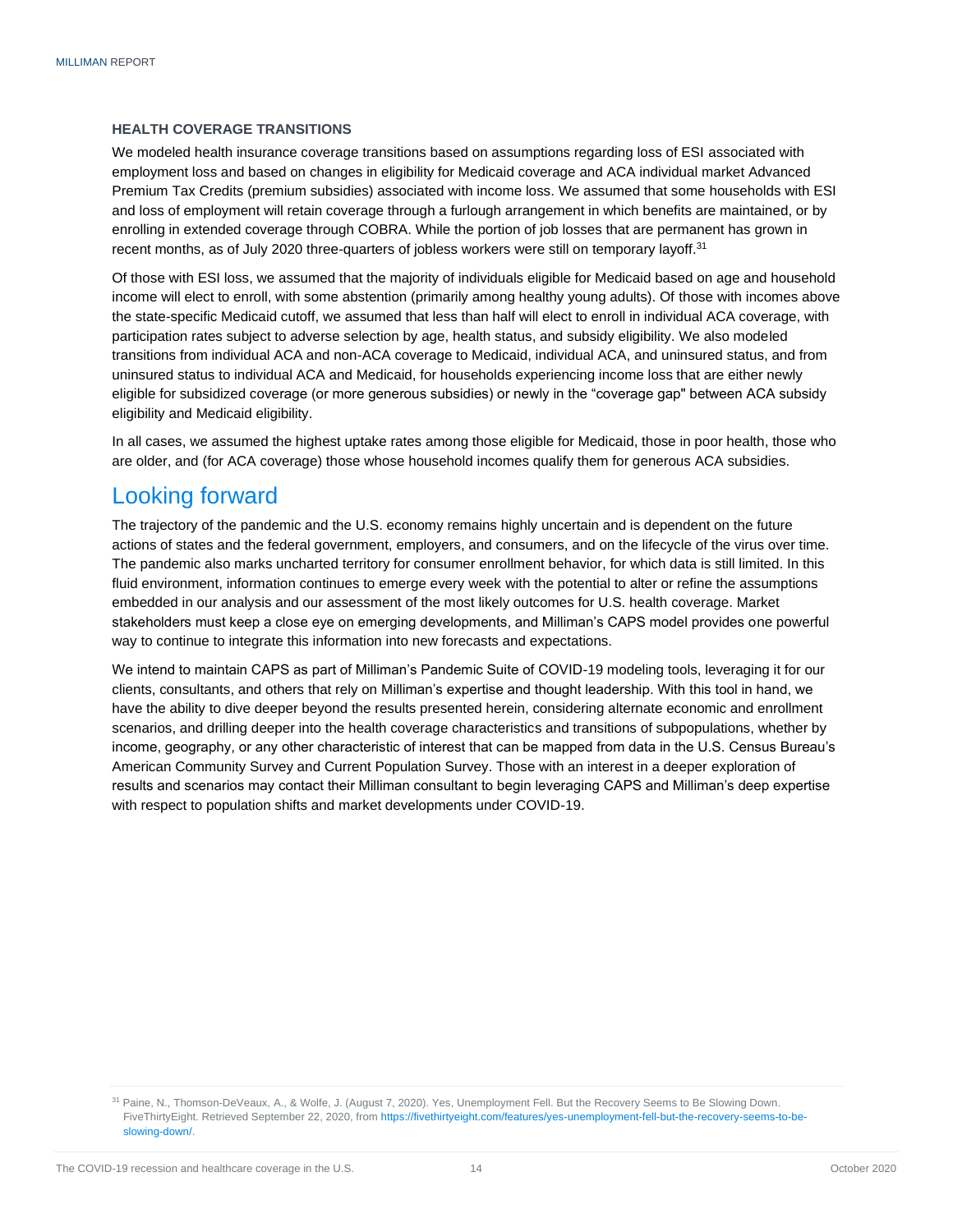### HEALTH COVERAGE TRANSITIONS

We modeled health insurance coverage transitions based on assumptions regarding loss of ESI associated with employment loss and based on changes in eligibility for Medicaid coverage and ACA individual market Advanced Premium Tax Credits (premium subsidies) associated with income loss. We assumed that some households with ESI and loss of employment will retain coverage through a furlough arrangement in which benefits are maintained, or by enrolling in extended coverage through COBRA. While the portion of job losses that are permanent has grown in recent months, as of July 2020 three-quarters of jobless workers were still on temporary layoff.[31]

Of those with ESI loss, we assumed that the majority of individuals eligible for Medicaid based on age and household income will elect to enroll, with some abstention (primarily among healthy young adults). Of those with incomes above the state-specific Medicaid cutoff, we assumed that less than half will elect to enroll in individual ACA coverage, with participation rates subject to adverse selection by age, health status, and subsidy eligibility. We also modeled transitions from individual ACA and non-ACA coverage to Medicaid, individual ACA, and uninsured status, and from uninsured status to individual ACA and Medicaid, for households experiencing income loss that are either newly eligible for subsidized coverage (or more generous subsidies) or newly in the "coverage gap" between ACA subsidy eligibility and Medicaid eligibility.

In all cases, we assumed the highest uptake rates among those eligible for Medicaid, those in poor health, those who are older, and (for ACA coverage) those whose household incomes qualify them for generous ACA subsidies.

## Looking forward

The trajectory of the pandemic and the U.S. economy remains highly uncertain and is dependent on the future actions of states and the federal government, employers, and consumers, and on the lifecycle of the virus over time. The pandemic also marks uncharted territory for consumer enrollment behavior, for which data is still limited. In this fluid environment, information continues to emerge every week with the potential to alter or refine the assumptions embedded in our analysis and our assessment of the most likely outcomes for U.S. health coverage. Market stakeholders must keep a close eye on emerging developments, and Milliman's CAPS model provides one powerful way to continue to integrate this information into new forecasts and expectations.

We intend to maintain CAPS as part of Milliman's Pandemic Suite of COVID-19 modeling tools, leveraging it for our clients, consultants, and others that rely on Milliman's expertise and thought leadership. With this tool in hand, we have the ability to dive deeper beyond the results presented herein, considering alternate economic and enrollment scenarios, and drilling deeper into the health coverage characteristics and transitions of subpopulations, whether by income, geography, or any other characteristic of interest that can be mapped from data in the U.S. Census Bureau's American Community Survey and Current Population Survey. Those with an interest in a deeper exploration of results and scenarios may contact their Milliman consultant to begin leveraging CAPS and Milliman's deep expertise with respect to population shifts and market developments under COVID-19.

---

[31] Paine, N., Thomson-DeVeaux, A., & Wolfe, J. (August 7, 2020). Yes, Unemployment Fell. But the Recovery Seems to Be Slowing Down. FiveThirtyEight. Retrieved September 22, 2020, from https://fivethirtyeight.com/features/yes-unemployment-fell-but-the-recovery-seems-to-be-slowing-down/.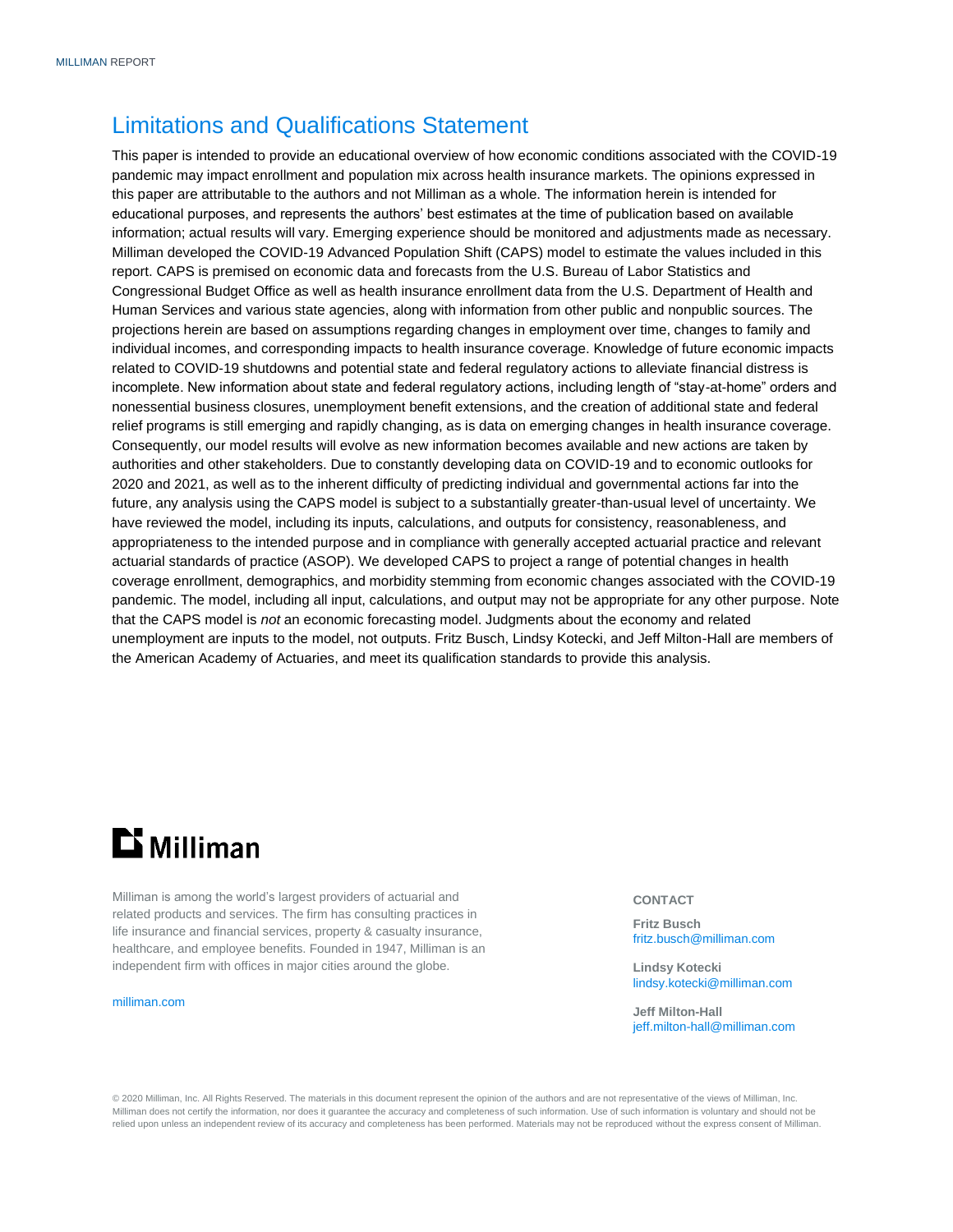## Limitations and Qualifications Statement

This paper is intended to provide an educational overview of how economic conditions associated with the COVID-19 pandemic may impact enrollment and population mix across health insurance markets. The opinions expressed in this paper are attributable to the authors and not Milliman as a whole. The information herein is intended for educational purposes, and represents the authors' best estimates at the time of publication based on available information; actual results will vary. Emerging experience should be monitored and adjustments made as necessary. Milliman developed the COVID-19 Advanced Population Shift (CAPS) model to estimate the values included in this report. CAPS is premised on economic data and forecasts from the U.S. Bureau of Labor Statistics and Congressional Budget Office as well as health insurance enrollment data from the U.S. Department of Health and Human Services and various state agencies, along with information from other public and nonpublic sources. The projections herein are based on assumptions regarding changes in employment over time, changes to family and individual incomes, and corresponding impacts to health insurance coverage. Knowledge of future economic impacts related to COVID-19 shutdowns and potential state and federal regulatory actions to alleviate financial distress is incomplete. New information about state and federal regulatory actions, including length of "stay-at-home" orders and nonessential business closures, unemployment benefit extensions, and the creation of additional state and federal relief programs is still emerging and rapidly changing, as is data on emerging changes in health insurance coverage. Consequently, our model results will evolve as new information becomes available and new actions are taken by authorities and other stakeholders. Due to constantly developing data on COVID-19 and to economic outlooks for 2020 and 2021, as well as to the inherent difficulty of predicting individual and governmental actions far into the future, any analysis using the CAPS model is subject to a substantially greater-than-usual level of uncertainty. We have reviewed the model, including its inputs, calculations, and outputs for consistency, reasonableness, and appropriateness to the intended purpose and in compliance with generally accepted actuarial practice and relevant actuarial standards of practice (ASOP). We developed CAPS to project a range of potential changes in health coverage enrollment, demographics, and morbidity stemming from economic changes associated with the COVID-19 pandemic. The model, including all input, calculations, and output may not be appropriate for any other purpose. Note that the CAPS model is *not* an economic forecasting model. Judgments about the economy and related unemployment are inputs to the model, not outputs. Fritz Busch, Lindsy Kotecki, and Jeff Milton-Hall are members of the American Academy of Actuaries, and meet its qualification standards to provide this analysis.

Milliman

Milliman is among the world's largest providers of actuarial and related products and services. The firm has consulting practices in life insurance and financial services, property & casualty insurance, healthcare, and employee benefits. Founded in 1947, Milliman is an independent firm with offices in major cities around the globe.

milliman.com

**CONTACT**

**Fritz Busch**
fritz.busch@milliman.com

**Lindsy Kotecki**
lindsy.kotecki@milliman.com

**Jeff Milton-Hall**
jeff.milton-hall@milliman.com

© 2020 Milliman, Inc. All Rights Reserved. The materials in this document represent the opinion of the authors and are not representative of the views of Milliman, Inc. Milliman does not certify the information, nor does it guarantee the accuracy and completeness of such information. Use of such information is voluntary and should not be relied upon unless an independent review of its accuracy and completeness has been performed. Materials may not be reproduced without the express consent of Milliman.